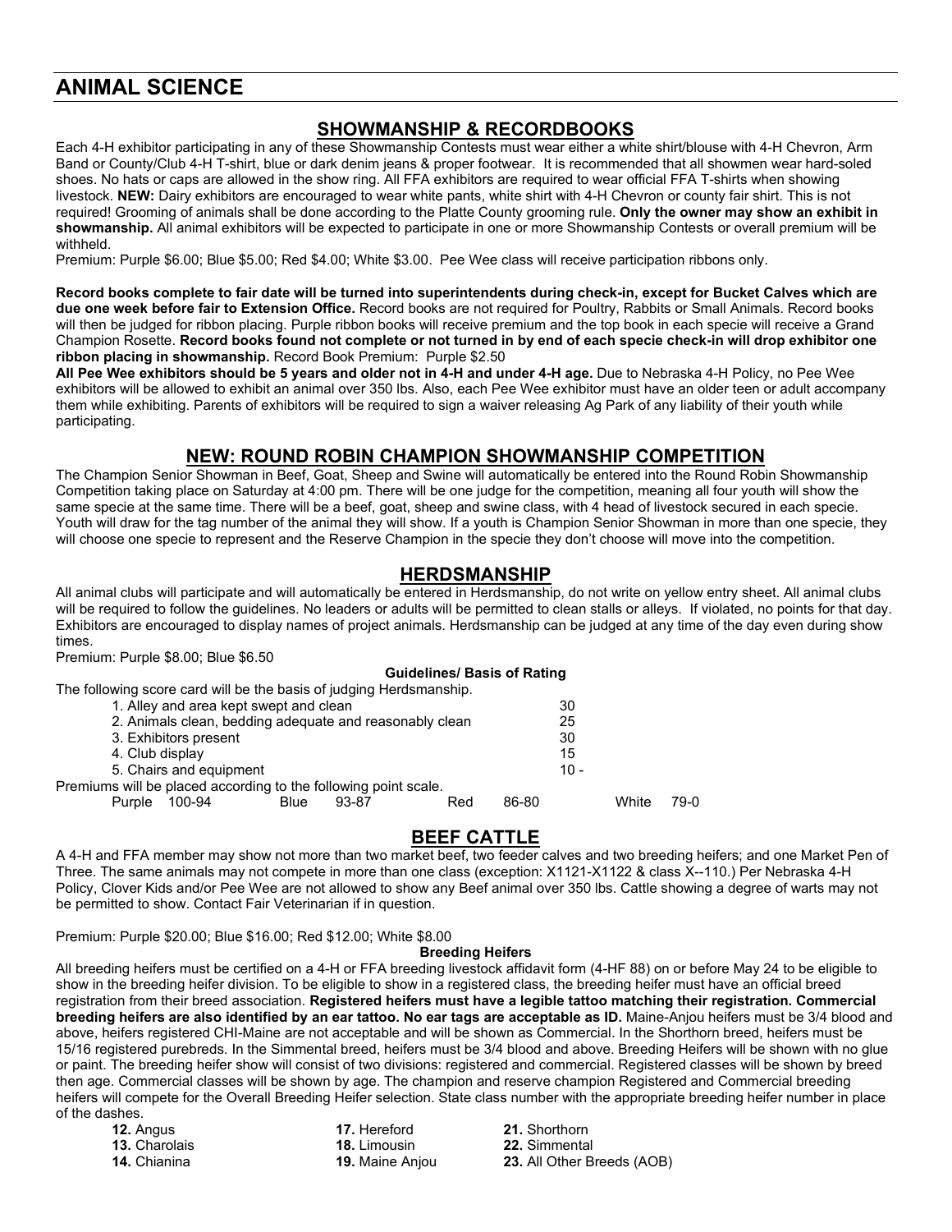# ANIMAL SCIENCE

## SHOWMANSHIP & RECORDBOOKS

Each 4-H exhibitor participating in any of these Showmanship Contests must wear either a white shirt/blouse with 4-H Chevron, Arm Band or County/Club 4-H T-shirt, blue or dark denim jeans & proper footwear. It is recommended that all showmen wear hard-soled shoes. No hats or caps are allowed in the show ring. All FFA exhibitors are required to wear official FFA T-shirts when showing livestock. **NEW:** Dairy exhibitors are encouraged to wear white pants, white shirt with 4-H Chevron or county fair shirt. This is not required! Grooming of animals shall be done according to the Platte County grooming rule. **Only the owner may show an exhibit in showmanship.** All animal exhibitors will be expected to participate in one or more Showmanship Contests or overall premium will be withheld.

Premium: Purple $6.00; Blue $5.00; Red $4.00; White $3.00. Pee Wee class will receive participation ribbons only.

**Record books complete to fair date will be turned into superintendents during check-in, except for Bucket Calves which are due one week before fair to Extension Office.** Record books are not required for Poultry, Rabbits or Small Animals. Record books will then be judged for ribbon placing. Purple ribbon books will receive premium and the top book in each specie will receive a Grand Champion Rosette. **Record books found not complete or not turned in by end of each specie check-in will drop exhibitor one ribbon placing in showmanship.** Record Book Premium: Purple $2.50

**All Pee Wee exhibitors should be 5 years and older not in 4-H and under 4-H age.** Due to Nebraska 4-H Policy, no Pee Wee exhibitors will be allowed to exhibit an animal over 350 lbs. Also, each Pee Wee exhibitor must have an older teen or adult accompany them while exhibiting. Parents of exhibitors will be required to sign a waiver releasing Ag Park of any liability of their youth while participating.

## NEW: ROUND ROBIN CHAMPION SHOWMANSHIP COMPETITION

The Champion Senior Showman in Beef, Goat, Sheep and Swine will automatically be entered into the Round Robin Showmanship Competition taking place on Saturday at 4:00 pm. There will be one judge for the competition, meaning all four youth will show the same specie at the same time. There will be a beef, goat, sheep and swine class, with 4 head of livestock secured in each specie. Youth will draw for the tag number of the animal they will show. If a youth is Champion Senior Showman in more than one specie, they will choose one specie to represent and the Reserve Champion in the specie they don't choose will move into the competition.

## HERDSMANSHIP

All animal clubs will participate and will automatically be entered in Herdsmanship, do not write on yellow entry sheet. All animal clubs will be required to follow the guidelines. No leaders or adults will be permitted to clean stalls or alleys. If violated, no points for that day. Exhibitors are encouraged to display names of project animals. Herdsmanship can be judged at any time of the day even during show times.

Premium: Purple $8.00; Blue $6.50

**Guidelines/ Basis of Rating**

The following score card will be the basis of judging Herdsmanship.

| | |
|---|---|
| 1. Alley and area kept swept and clean | 30 |
| 2. Animals clean, bedding adequate and reasonably clean | 25 |
| 3. Exhibitors present | 30 |
| 4. Club display | 15 |
| 5. Chairs and equipment | 10 - |

Premiums will be placed according to the following point scale.

Purple 100-94 Blue 93-87 Red 86-80 White 79-0

## BEEF CATTLE

A 4-H and FFA member may show not more than two market beef, two feeder calves and two breeding heifers; and one Market Pen of Three. The same animals may not compete in more than one class (exception: X1121-X1122 & class X--110.) Per Nebraska 4-H Policy, Clover Kids and/or Pee Wee are not allowed to show any Beef animal over 350 lbs. Cattle showing a degree of warts may not be permitted to show. Contact Fair Veterinarian if in question.

Premium: Purple $20.00; Blue $16.00; Red $12.00; White $8.00

**Breeding Heifers**

All breeding heifers must be certified on a 4-H or FFA breeding livestock affidavit form (4-HF 88) on or before May 24 to be eligible to show in the breeding heifer division. To be eligible to show in a registered class, the breeding heifer must have an official breed registration from their breed association. **Registered heifers must have a legible tattoo matching their registration. Commercial breeding heifers are also identified by an ear tattoo. No ear tags are acceptable as ID.** Maine-Anjou heifers must be 3/4 blood and above, heifers registered CHI-Maine are not acceptable and will be shown as Commercial. In the Shorthorn breed, heifers must be 15/16 registered purebreds. In the Simmental breed, heifers must be 3/4 blood and above. Breeding Heifers will be shown with no glue or paint. The breeding heifer show will consist of two divisions: registered and commercial. Registered classes will be shown by breed then age. Commercial classes will be shown by age. The champion and reserve champion Registered and Commercial breeding heifers will compete for the Overall Breeding Heifer selection. State class number with the appropriate breeding heifer number in place of the dashes.

- **12.** Angus
- **13.** Charolais
- **14.** Chianina
- **17.** Hereford
- **18.** Limousin
- **19.** Maine Anjou
- **21.** Shorthorn
- **22.** Simmental
- **23.** All Other Breeds (AOB)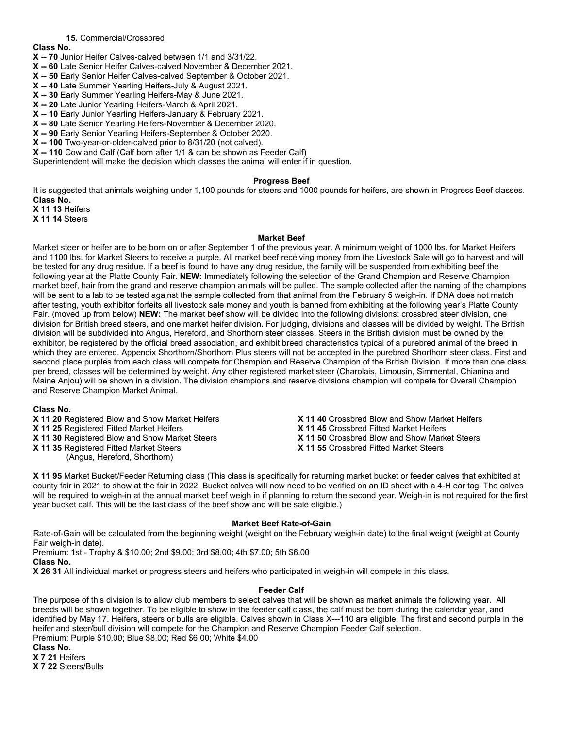**15.** Commercial/Crossbred

**Class No.**

**X -- 70** Junior Heifer Calves-calved between 1/1 and 3/31/22.
**X -- 60** Late Senior Heifer Calves-calved November & December 2021.
**X -- 50** Early Senior Heifer Calves-calved September & October 2021.
**X -- 40** Late Summer Yearling Heifers-July & August 2021.
**X -- 30** Early Summer Yearling Heifers-May & June 2021.
**X -- 20** Late Junior Yearling Heifers-March & April 2021.
**X -- 10** Early Junior Yearling Heifers-January & February 2021.
**X -- 80** Late Senior Yearling Heifers-November & December 2020.
**X -- 90** Early Senior Yearling Heifers-September & October 2020.
**X -- 100** Two-year-or-older-calved prior to 8/31/20 (not calved).
**X -- 110** Cow and Calf (Calf born after 1/1 & can be shown as Feeder Calf)
Superintendent will make the decision which classes the animal will enter if in question.

## Progress Beef

It is suggested that animals weighing under 1,100 pounds for steers and 1000 pounds for heifers, are shown in Progress Beef classes.

**Class No.**

**X 11 13** Heifers
**X 11 14** Steers

## Market Beef

Market steer or heifer are to be born on or after September 1 of the previous year. A minimum weight of 1000 lbs. for Market Heifers and 1100 lbs. for Market Steers to receive a purple. All market beef receiving money from the Livestock Sale will go to harvest and will be tested for any drug residue. If a beef is found to have any drug residue, the family will be suspended from exhibiting beef the following year at the Platte County Fair. **NEW:** Immediately following the selection of the Grand Champion and Reserve Champion market beef, hair from the grand and reserve champion animals will be pulled. The sample collected after the naming of the champions will be sent to a lab to be tested against the sample collected from that animal from the February 5 weigh-in. If DNA does not match after testing, youth exhibitor forfeits all livestock sale money and youth is banned from exhibiting at the following year's Platte County Fair. (moved up from below) **NEW:** The market beef show will be divided into the following divisions: crossbred steer division, one division for British breed steers, and one market heifer division. For judging, divisions and classes will be divided by weight. The British division will be subdivided into Angus, Hereford, and Shorthorn steer classes. Steers in the British division must be owned by the exhibitor, be registered by the official breed association, and exhibit breed characteristics typical of a purebred animal of the breed in which they are entered. Appendix Shorthorn/Shorthorn Plus steers will not be accepted in the purebred Shorthorn steer class. First and second place purples from each class will compete for Champion and Reserve Champion of the British Division. If more than one class per breed, classes will be determined by weight. Any other registered market steer (Charolais, Limousin, Simmental, Chianina and Maine Anjou) will be shown in a division. The division champions and reserve divisions champion will compete for Overall Champion and Reserve Champion Market Animal.

**Class No.**

**X 11 20** Registered Blow and Show Market Heifers
**X 11 25** Registered Fitted Market Heifers
**X 11 30** Registered Blow and Show Market Steers
**X 11 35** Registered Fitted Market Steers
(Angus, Hereford, Shorthorn)

**X 11 40** Crossbred Blow and Show Market Heifers
**X 11 45** Crossbred Fitted Market Heifers
**X 11 50** Crossbred Blow and Show Market Steers
**X 11 55** Crossbred Fitted Market Steers

**X 11 95** Market Bucket/Feeder Returning class (This class is specifically for returning market bucket or feeder calves that exhibited at county fair in 2021 to show at the fair in 2022. Bucket calves will now need to be verified on an ID sheet with a 4-H ear tag. The calves will be required to weigh-in at the annual market beef weigh in if planning to return the second year. Weigh-in is not required for the first year bucket calf. This will be the last class of the beef show and will be sale eligible.)

## Market Beef Rate-of-Gain

Rate-of-Gain will be calculated from the beginning weight (weight on the February weigh-in date) to the final weight (weight at County Fair weigh-in date).

Premium: 1st - Trophy & $10.00; 2nd $9.00; 3rd $8.00; 4th $7.00; 5th $6.00

**Class No.**

**X 26 31** All individual market or progress steers and heifers who participated in weigh-in will compete in this class.

## Feeder Calf

The purpose of this division is to allow club members to select calves that will be shown as market animals the following year. All breeds will be shown together. To be eligible to show in the feeder calf class, the calf must be born during the calendar year, and identified by May 17. Heifers, steers or bulls are eligible. Calves shown in Class X---110 are eligible. The first and second purple in the heifer and steer/bull division will compete for the Champion and Reserve Champion Feeder Calf selection.

Premium: Purple $10.00; Blue $8.00; Red $6.00; White $4.00

**Class No.**

**X 7 21** Heifers
**X 7 22** Steers/Bulls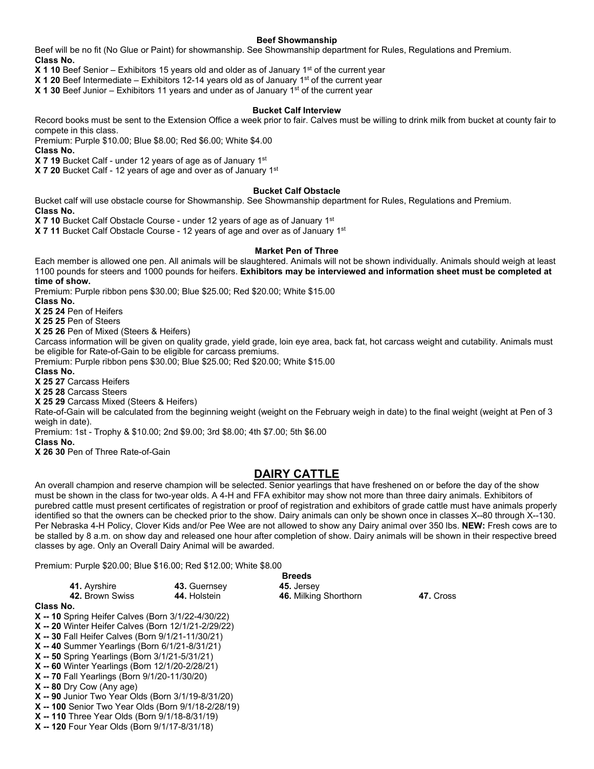### Beef Showmanship

Beef will be no fit (No Glue or Paint) for showmanship. See Showmanship department for Rules, Regulations and Premium.

**Class No.**

**X 1 10** Beef Senior – Exhibitors 15 years old and older as of January 1st of the current year
**X 1 20** Beef Intermediate – Exhibitors 12-14 years old as of January 1st of the current year
**X 1 30** Beef Junior – Exhibitors 11 years and under as of January 1st of the current year

### Bucket Calf Interview

Record books must be sent to the Extension Office a week prior to fair. Calves must be willing to drink milk from bucket at county fair to compete in this class.

Premium: Purple $10.00; Blue $8.00; Red $6.00; White $4.00

**Class No.**

**X 7 19** Bucket Calf - under 12 years of age as of January 1st
**X 7 20** Bucket Calf - 12 years of age and over as of January 1st

### Bucket Calf Obstacle

Bucket calf will use obstacle course for Showmanship. See Showmanship department for Rules, Regulations and Premium.

**Class No.**

**X 7 10** Bucket Calf Obstacle Course - under 12 years of age as of January 1st
**X 7 11** Bucket Calf Obstacle Course - 12 years of age and over as of January 1st

### Market Pen of Three

Each member is allowed one pen. All animals will be slaughtered. Animals will not be shown individually. Animals should weigh at least 1100 pounds for steers and 1000 pounds for heifers. **Exhibitors may be interviewed and information sheet must be completed at time of show.**

Premium: Purple ribbon pens $30.00; Blue $25.00; Red $20.00; White $15.00

**Class No.**

**X 25 24** Pen of Heifers
**X 25 25** Pen of Steers
**X 25 26** Pen of Mixed (Steers & Heifers)

Carcass information will be given on quality grade, yield grade, loin eye area, back fat, hot carcass weight and cutability. Animals must be eligible for Rate-of-Gain to be eligible for carcass premiums.

Premium: Purple ribbon pens $30.00; Blue $25.00; Red $20.00; White $15.00

**Class No.**

**X 25 27** Carcass Heifers
**X 25 28** Carcass Steers
**X 25 29** Carcass Mixed (Steers & Heifers)

Rate-of-Gain will be calculated from the beginning weight (weight on the February weigh in date) to the final weight (weight at Pen of 3 weigh in date).

Premium: 1st - Trophy & $10.00; 2nd $9.00; 3rd $8.00; 4th $7.00; 5th $6.00

**Class No.**

**X 26 30** Pen of Three Rate-of-Gain

## DAIRY CATTLE

An overall champion and reserve champion will be selected. Senior yearlings that have freshened on or before the day of the show must be shown in the class for two-year olds. A 4-H and FFA exhibitor may show not more than three dairy animals. Exhibitors of purebred cattle must present certificates of registration or proof of registration and exhibitors of grade cattle must have animals properly identified so that the owners can be checked prior to the show. Dairy animals can only be shown once in classes X--80 through X--130. Per Nebraska 4-H Policy, Clover Kids and/or Pee Wee are not allowed to show any Dairy animal over 350 lbs. **NEW:** Fresh cows are to be stalled by 8 a.m. on show day and released one hour after completion of show. Dairy animals will be shown in their respective breed classes by age. Only an Overall Dairy Animal will be awarded.

Premium: Purple $20.00; Blue $16.00; Red $12.00; White $8.00

**Breeds**

**41.** Ayrshire
**42.** Brown Swiss
**43.** Guernsey
**44.** Holstein
**45.** Jersey
**46.** Milking Shorthorn
**47.** Cross

**Class No.**

**X -- 10** Spring Heifer Calves (Born 3/1/22-4/30/22)
**X -- 20** Winter Heifer Calves (Born 12/1/21-2/29/22)
**X -- 30** Fall Heifer Calves (Born 9/1/21-11/30/21)
**X -- 40** Summer Yearlings (Born 6/1/21-8/31/21)
**X -- 50** Spring Yearlings (Born 3/1/21-5/31/21)
**X -- 60** Winter Yearlings (Born 12/1/20-2/28/21)
**X -- 70** Fall Yearlings (Born 9/1/20-11/30/20)
**X -- 80** Dry Cow (Any age)
**X -- 90** Junior Two Year Olds (Born 3/1/19-8/31/20)
**X -- 100** Senior Two Year Olds (Born 9/1/18-2/28/19)
**X -- 110** Three Year Olds (Born 9/1/18-8/31/19)
**X -- 120** Four Year Olds (Born 9/1/17-8/31/18)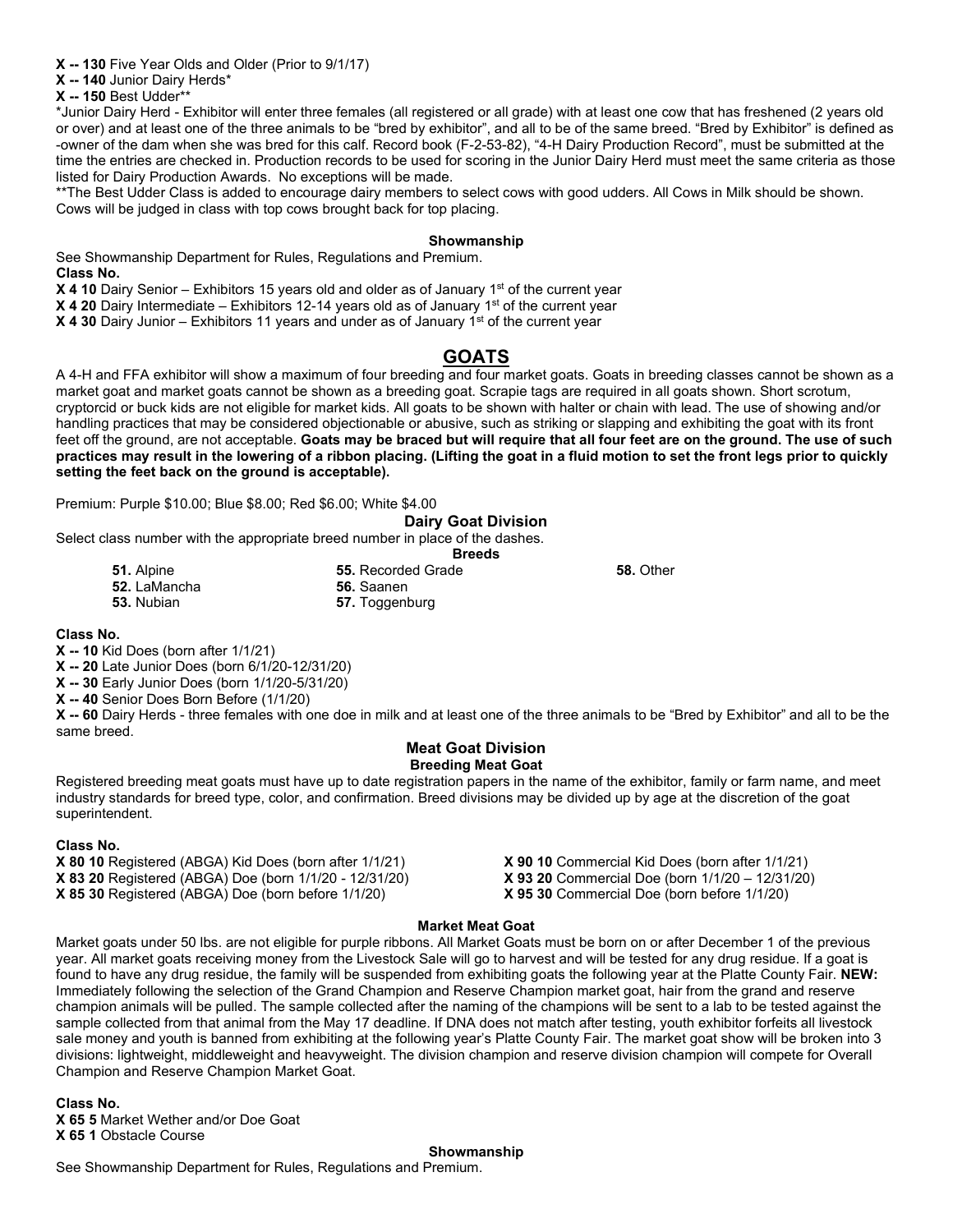**X -- 130** Five Year Olds and Older (Prior to 9/1/17)

**X -- 140** Junior Dairy Herds*

**X -- 150** Best Udder**

*Junior Dairy Herd - Exhibitor will enter three females (all registered or all grade) with at least one cow that has freshened (2 years old or over) and at least one of the three animals to be "bred by exhibitor", and all to be of the same breed. "Bred by Exhibitor" is defined as -owner of the dam when she was bred for this calf. Record book (F-2-53-82), "4-H Dairy Production Record", must be submitted at the time the entries are checked in. Production records to be used for scoring in the Junior Dairy Herd must meet the same criteria as those listed for Dairy Production Awards. No exceptions will be made.

**The Best Udder Class is added to encourage dairy members to select cows with good udders. All Cows in Milk should be shown. Cows will be judged in class with top cows brought back for top placing.

#### Showmanship

See Showmanship Department for Rules, Regulations and Premium.

**Class No.**

**X 4 10** Dairy Senior – Exhibitors 15 years old and older as of January 1st of the current year

**X 4 20** Dairy Intermediate – Exhibitors 12-14 years old as of January 1st of the current year

**X 4 30** Dairy Junior – Exhibitors 11 years and under as of January 1st of the current year

## GOATS

A 4-H and FFA exhibitor will show a maximum of four breeding and four market goats. Goats in breeding classes cannot be shown as a market goat and market goats cannot be shown as a breeding goat. Scrapie tags are required in all goats shown. Short scrotum, cryptorcid or buck kids are not eligible for market kids. All goats to be shown with halter or chain with lead. The use of showing and/or handling practices that may be considered objectionable or abusive, such as striking or slapping and exhibiting the goat with its front feet off the ground, are not acceptable. **Goats may be braced but will require that all four feet are on the ground. The use of such practices may result in the lowering of a ribbon placing. (Lifting the goat in a fluid motion to set the front legs prior to quickly setting the feet back on the ground is acceptable).**

Premium: Purple $10.00; Blue $8.00; Red $6.00; White $4.00

### Dairy Goat Division

Select class number with the appropriate breed number in place of the dashes.

**Breeds**

**51.** Alpine
**52.** LaMancha
**53.** Nubian
**55.** Recorded Grade
**56.** Saanen
**57.** Toggenburg
**58.** Other

**Class No.**

**X -- 10** Kid Does (born after 1/1/21)

**X -- 20** Late Junior Does (born 6/1/20-12/31/20)

**X -- 30** Early Junior Does (born 1/1/20-5/31/20)

**X -- 40** Senior Does Born Before (1/1/20)

**X -- 60** Dairy Herds - three females with one doe in milk and at least one of the three animals to be "Bred by Exhibitor" and all to be the same breed.

### Meat Goat Division

#### Breeding Meat Goat

Registered breeding meat goats must have up to date registration papers in the name of the exhibitor, family or farm name, and meet industry standards for breed type, color, and confirmation. Breed divisions may be divided up by age at the discretion of the goat superintendent.

**Class No.**

**X 80 10** Registered (ABGA) Kid Does (born after 1/1/21)

**X 83 20** Registered (ABGA) Doe (born 1/1/20 - 12/31/20)

**X 85 30** Registered (ABGA) Doe (born before 1/1/20)

**X 90 10** Commercial Kid Does (born after 1/1/21)

**X 93 20** Commercial Doe (born 1/1/20 – 12/31/20)

**X 95 30** Commercial Doe (born before 1/1/20)

#### Market Meat Goat

Market goats under 50 lbs. are not eligible for purple ribbons. All Market Goats must be born on or after December 1 of the previous year. All market goats receiving money from the Livestock Sale will go to harvest and will be tested for any drug residue. If a goat is found to have any drug residue, the family will be suspended from exhibiting goats the following year at the Platte County Fair. **NEW:** Immediately following the selection of the Grand Champion and Reserve Champion market goat, hair from the grand and reserve champion animals will be pulled. The sample collected after the naming of the champions will be sent to a lab to be tested against the sample collected from that animal from the May 17 deadline. If DNA does not match after testing, youth exhibitor forfeits all livestock sale money and youth is banned from exhibiting at the following year's Platte County Fair. The market goat show will be broken into 3 divisions: lightweight, middleweight and heavyweight. The division champion and reserve division champion will compete for Overall Champion and Reserve Champion Market Goat.

**Class No.**

**X 65 5** Market Wether and/or Doe Goat

**X 65 1** Obstacle Course

#### Showmanship

See Showmanship Department for Rules, Regulations and Premium.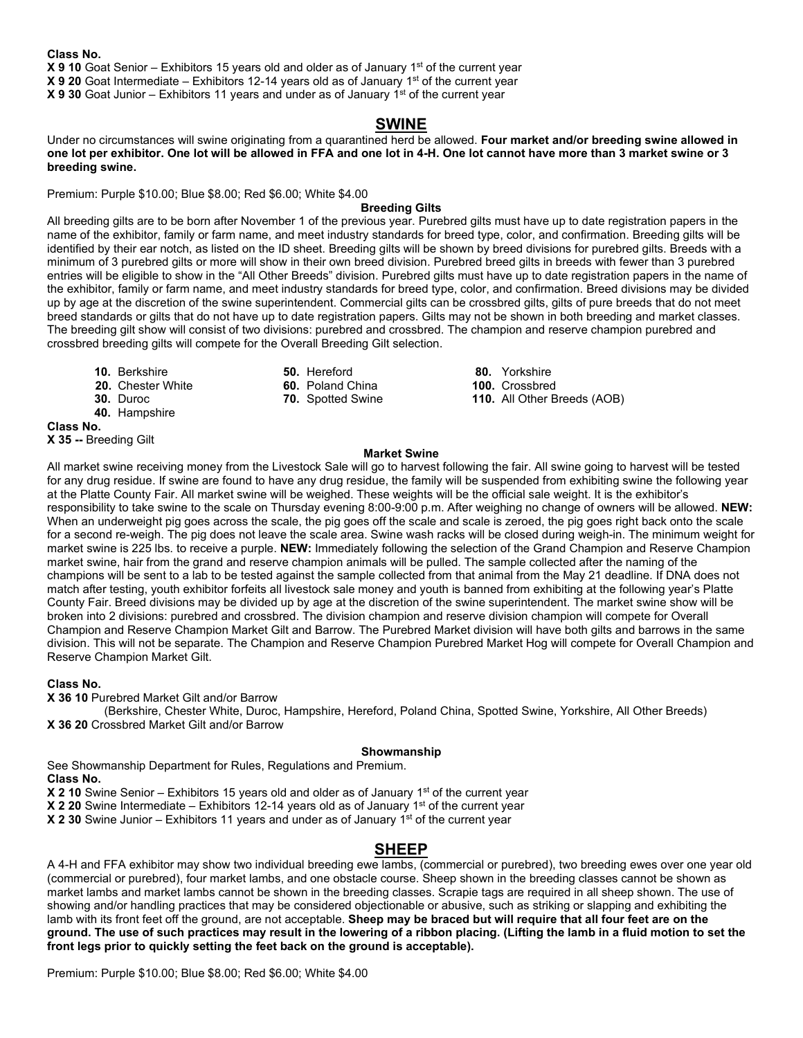**Class No.**

**X 9 10** Goat Senior – Exhibitors 15 years old and older as of January 1st of the current year
**X 9 20** Goat Intermediate – Exhibitors 12-14 years old as of January 1st of the current year
**X 9 30** Goat Junior – Exhibitors 11 years and under as of January 1st of the current year

## SWINE

Under no circumstances will swine originating from a quarantined herd be allowed. **Four market and/or breeding swine allowed in one lot per exhibitor. One lot will be allowed in FFA and one lot in 4-H. One lot cannot have more than 3 market swine or 3 breeding swine.**

Premium: Purple $10.00; Blue $8.00; Red $6.00; White $4.00

### Breeding Gilts

All breeding gilts are to be born after November 1 of the previous year. Purebred gilts must have up to date registration papers in the name of the exhibitor, family or farm name, and meet industry standards for breed type, color, and confirmation. Breeding gilts will be identified by their ear notch, as listed on the ID sheet. Breeding gilts will be shown by breed divisions for purebred gilts. Breeds with a minimum of 3 purebred gilts or more will show in their own breed division. Purebred breed gilts in breeds with fewer than 3 purebred entries will be eligible to show in the "All Other Breeds" division. Purebred gilts must have up to date registration papers in the name of the exhibitor, family or farm name, and meet industry standards for breed type, color, and confirmation. Breed divisions may be divided up by age at the discretion of the swine superintendent. Commercial gilts can be crossbred gilts, gilts of pure breeds that do not meet breed standards or gilts that do not have up to date registration papers. Gilts may not be shown in both breeding and market classes. The breeding gilt show will consist of two divisions: purebred and crossbred. The champion and reserve champion purebred and crossbred breeding gilts will compete for the Overall Breeding Gilt selection.

- **10.** Berkshire
- **20.** Chester White
- **30.** Duroc
- **40.** Hampshire
- **50.** Hereford
- **60.** Poland China
- **70.** Spotted Swine
- **80.** Yorkshire
- **100.** Crossbred
- **110.** All Other Breeds (AOB)

**Class No.**
**X 35 --** Breeding Gilt

### Market Swine

All market swine receiving money from the Livestock Sale will go to harvest following the fair. All swine going to harvest will be tested for any drug residue. If swine are found to have any drug residue, the family will be suspended from exhibiting swine the following year at the Platte County Fair. All market swine will be weighed. These weights will be the official sale weight. It is the exhibitor's responsibility to take swine to the scale on Thursday evening 8:00-9:00 p.m. After weighing no change of owners will be allowed. **NEW:** When an underweight pig goes across the scale, the pig goes off the scale and scale is zeroed, the pig goes right back onto the scale for a second re-weigh. The pig does not leave the scale area. Swine wash racks will be closed during weigh-in. The minimum weight for market swine is 225 lbs. to receive a purple. **NEW:** Immediately following the selection of the Grand Champion and Reserve Champion market swine, hair from the grand and reserve champion animals will be pulled. The sample collected after the naming of the champions will be sent to a lab to be tested against the sample collected from that animal from the May 21 deadline. If DNA does not match after testing, youth exhibitor forfeits all livestock sale money and youth is banned from exhibiting at the following year's Platte County Fair. Breed divisions may be divided up by age at the discretion of the swine superintendent. The market swine show will be broken into 2 divisions: purebred and crossbred. The division champion and reserve division champion will compete for Overall Champion and Reserve Champion Market Gilt and Barrow. The Purebred Market division will have both gilts and barrows in the same division. This will not be separate. The Champion and Reserve Champion Purebred Market Hog will compete for Overall Champion and Reserve Champion Market Gilt.

**Class No.**
**X 36 10** Purebred Market Gilt and/or Barrow
(Berkshire, Chester White, Duroc, Hampshire, Hereford, Poland China, Spotted Swine, Yorkshire, All Other Breeds)
**X 36 20** Crossbred Market Gilt and/or Barrow

### Showmanship

See Showmanship Department for Rules, Regulations and Premium.

**Class No.**
**X 2 10** Swine Senior – Exhibitors 15 years old and older as of January 1st of the current year
**X 2 20** Swine Intermediate – Exhibitors 12-14 years old as of January 1st of the current year
**X 2 30** Swine Junior – Exhibitors 11 years and under as of January 1st of the current year

## SHEEP

A 4-H and FFA exhibitor may show two individual breeding ewe lambs, (commercial or purebred), two breeding ewes over one year old (commercial or purebred), four market lambs, and one obstacle course. Sheep shown in the breeding classes cannot be shown as market lambs and market lambs cannot be shown in the breeding classes. Scrapie tags are required in all sheep shown. The use of showing and/or handling practices that may be considered objectionable or abusive, such as striking or slapping and exhibiting the lamb with its front feet off the ground, are not acceptable. **Sheep may be braced but will require that all four feet are on the ground. The use of such practices may result in the lowering of a ribbon placing. (Lifting the lamb in a fluid motion to set the front legs prior to quickly setting the feet back on the ground is acceptable).**

Premium: Purple $10.00; Blue $8.00; Red $6.00; White $4.00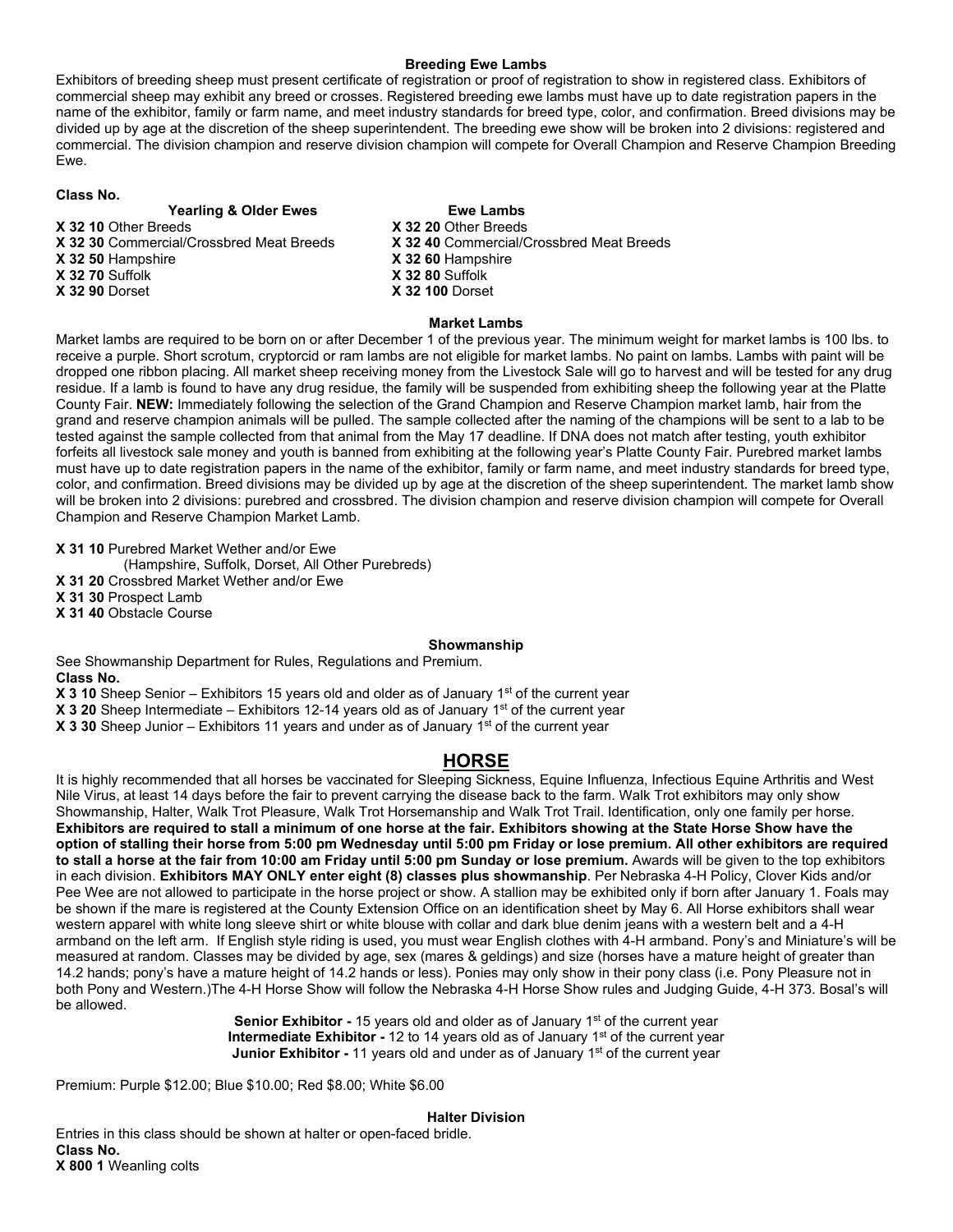### Breeding Ewe Lambs

Exhibitors of breeding sheep must present certificate of registration or proof of registration to show in registered class. Exhibitors of commercial sheep may exhibit any breed or crosses. Registered breeding ewe lambs must have up to date registration papers in the name of the exhibitor, family or farm name, and meet industry standards for breed type, color, and confirmation. Breed divisions may be divided up by age at the discretion of the sheep superintendent. The breeding ewe show will be broken into 2 divisions: registered and commercial. The division champion and reserve division champion will compete for Overall Champion and Reserve Champion Breeding Ewe.

**Class No.**

| Yearling & Older Ewes | Ewe Lambs |
|---|---|
| **X 32 10** Other Breeds | **X 32 20** Other Breeds |
| **X 32 30** Commercial/Crossbred Meat Breeds | **X 32 40** Commercial/Crossbred Meat Breeds |
| **X 32 50** Hampshire | **X 32 60** Hampshire |
| **X 32 70** Suffolk | **X 32 80** Suffolk |
| **X 32 90** Dorset | **X 32 100** Dorset |

### Market Lambs

Market lambs are required to be born on or after December 1 of the previous year. The minimum weight for market lambs is 100 lbs. to receive a purple. Short scrotum, cryptorcid or ram lambs are not eligible for market lambs. No paint on lambs. Lambs with paint will be dropped one ribbon placing. All market sheep receiving money from the Livestock Sale will go to harvest and will be tested for any drug residue. If a lamb is found to have any drug residue, the family will be suspended from exhibiting sheep the following year at the Platte County Fair. **NEW:** Immediately following the selection of the Grand Champion and Reserve Champion market lamb, hair from the grand and reserve champion animals will be pulled. The sample collected after the naming of the champions will be sent to a lab to be tested against the sample collected from that animal from the May 17 deadline. If DNA does not match after testing, youth exhibitor forfeits all livestock sale money and youth is banned from exhibiting at the following year's Platte County Fair. Purebred market lambs must have up to date registration papers in the name of the exhibitor, family or farm name, and meet industry standards for breed type, color, and confirmation. Breed divisions may be divided up by age at the discretion of the sheep superintendent. The market lamb show will be broken into 2 divisions: purebred and crossbred. The division champion and reserve division champion will compete for Overall Champion and Reserve Champion Market Lamb.

**X 31 10** Purebred Market Wether and/or Ewe
(Hampshire, Suffolk, Dorset, All Other Purebreds)
**X 31 20** Crossbred Market Wether and/or Ewe
**X 31 30** Prospect Lamb
**X 31 40** Obstacle Course

### Showmanship

See Showmanship Department for Rules, Regulations and Premium.

**Class No.**

**X 3 10** Sheep Senior – Exhibitors 15 years old and older as of January 1st of the current year
**X 3 20** Sheep Intermediate – Exhibitors 12-14 years old as of January 1st of the current year
**X 3 30** Sheep Junior – Exhibitors 11 years and under as of January 1st of the current year

## HORSE

It is highly recommended that all horses be vaccinated for Sleeping Sickness, Equine Influenza, Infectious Equine Arthritis and West Nile Virus, at least 14 days before the fair to prevent carrying the disease back to the farm. Walk Trot exhibitors may only show Showmanship, Halter, Walk Trot Pleasure, Walk Trot Horsemanship and Walk Trot Trail. Identification, only one family per horse. **Exhibitors are required to stall a minimum of one horse at the fair. Exhibitors showing at the State Horse Show have the option of stalling their horse from 5:00 pm Wednesday until 5:00 pm Friday or lose premium. All other exhibitors are required to stall a horse at the fair from 10:00 am Friday until 5:00 pm Sunday or lose premium.** Awards will be given to the top exhibitors in each division. **Exhibitors MAY ONLY enter eight (8) classes plus showmanship**. Per Nebraska 4-H Policy, Clover Kids and/or Pee Wee are not allowed to participate in the horse project or show. A stallion may be exhibited only if born after January 1. Foals may be shown if the mare is registered at the County Extension Office on an identification sheet by May 6. All Horse exhibitors shall wear western apparel with white long sleeve shirt or white blouse with collar and dark blue denim jeans with a western belt and a 4-H armband on the left arm. If English style riding is used, you must wear English clothes with 4-H armband. Pony's and Miniature's will be measured at random. Classes may be divided by age, sex (mares & geldings) and size (horses have a mature height of greater than 14.2 hands; pony's have a mature height of 14.2 hands or less). Ponies may only show in their pony class (i.e. Pony Pleasure not in both Pony and Western.)The 4-H Horse Show will follow the Nebraska 4-H Horse Show rules and Judging Guide, 4-H 373. Bosal's will be allowed.

**Senior Exhibitor -** 15 years old and older as of January 1st of the current year
**Intermediate Exhibitor -** 12 to 14 years old as of January 1st of the current year
**Junior Exhibitor -** 11 years old and under as of January 1st of the current year

Premium: Purple $12.00; Blue $10.00; Red $8.00; White $6.00

### Halter Division

Entries in this class should be shown at halter or open-faced bridle.

**Class No.**

**X 800 1** Weanling colts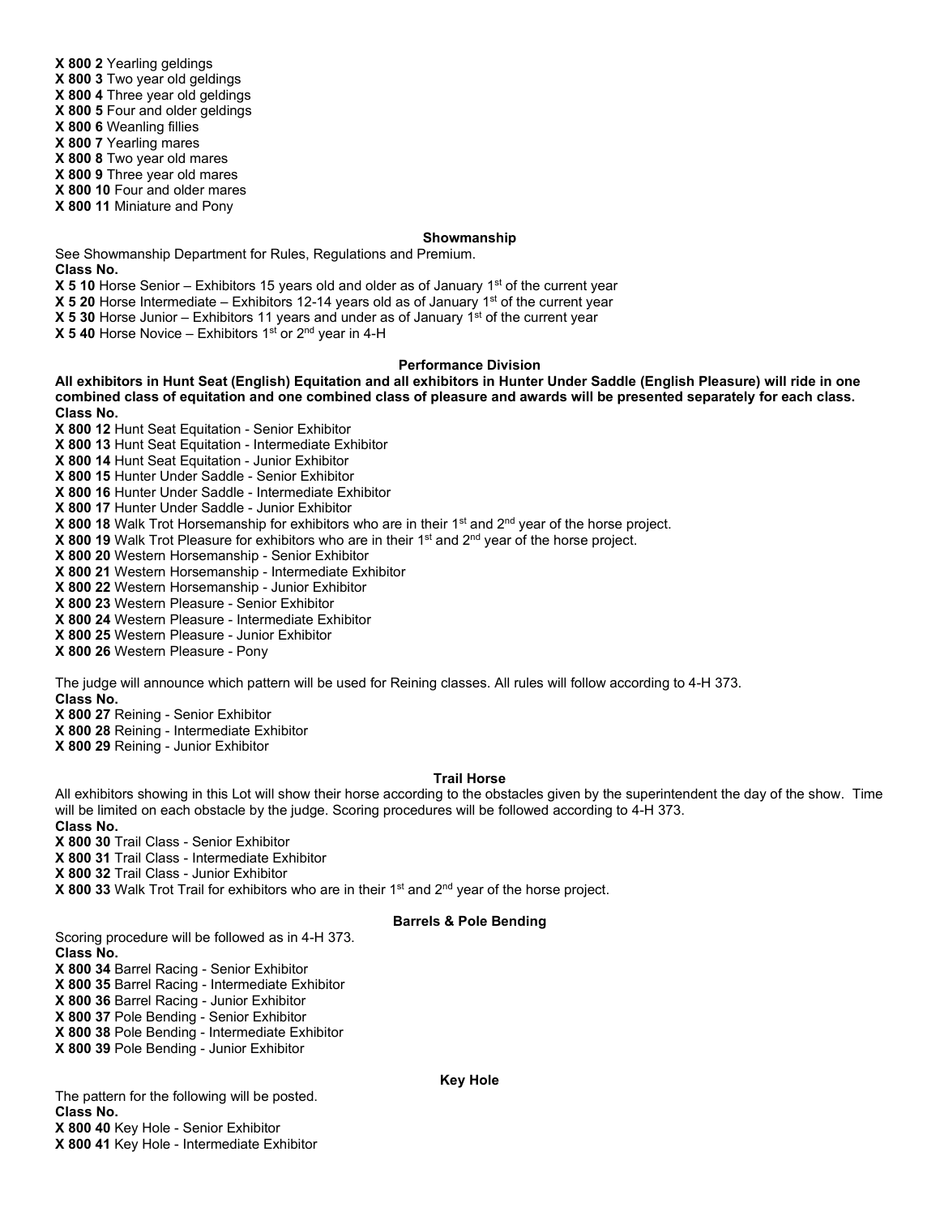**X 800 2** Yearling geldings
**X 800 3** Two year old geldings
**X 800 4** Three year old geldings
**X 800 5** Four and older geldings
**X 800 6** Weanling fillies
**X 800 7** Yearling mares
**X 800 8** Two year old mares
**X 800 9** Three year old mares
**X 800 10** Four and older mares
**X 800 11** Miniature and Pony

### Showmanship

See Showmanship Department for Rules, Regulations and Premium.
**Class No.**
**X 5 10** Horse Senior – Exhibitors 15 years old and older as of January 1st of the current year
**X 5 20** Horse Intermediate – Exhibitors 12-14 years old as of January 1st of the current year
**X 5 30** Horse Junior – Exhibitors 11 years and under as of January 1st of the current year
**X 5 40** Horse Novice – Exhibitors 1st or 2nd year in 4-H

### Performance Division

**All exhibitors in Hunt Seat (English) Equitation and all exhibitors in Hunter Under Saddle (English Pleasure) will ride in one combined class of equitation and one combined class of pleasure and awards will be presented separately for each class.**
**Class No.**
**X 800 12** Hunt Seat Equitation - Senior Exhibitor
**X 800 13** Hunt Seat Equitation - Intermediate Exhibitor
**X 800 14** Hunt Seat Equitation - Junior Exhibitor
**X 800 15** Hunter Under Saddle - Senior Exhibitor
**X 800 16** Hunter Under Saddle - Intermediate Exhibitor
**X 800 17** Hunter Under Saddle - Junior Exhibitor
**X 800 18** Walk Trot Horsemanship for exhibitors who are in their 1st and 2nd year of the horse project.
**X 800 19** Walk Trot Pleasure for exhibitors who are in their 1st and 2nd year of the horse project.
**X 800 20** Western Horsemanship - Senior Exhibitor
**X 800 21** Western Horsemanship - Intermediate Exhibitor
**X 800 22** Western Horsemanship - Junior Exhibitor
**X 800 23** Western Pleasure - Senior Exhibitor
**X 800 24** Western Pleasure - Intermediate Exhibitor
**X 800 25** Western Pleasure - Junior Exhibitor
**X 800 26** Western Pleasure - Pony

The judge will announce which pattern will be used for Reining classes. All rules will follow according to 4-H 373.
**Class No.**
**X 800 27** Reining - Senior Exhibitor
**X 800 28** Reining - Intermediate Exhibitor
**X 800 29** Reining - Junior Exhibitor

### Trail Horse

All exhibitors showing in this Lot will show their horse according to the obstacles given by the superintendent the day of the show. Time will be limited on each obstacle by the judge. Scoring procedures will be followed according to 4-H 373.
**Class No.**
**X 800 30** Trail Class - Senior Exhibitor
**X 800 31** Trail Class - Intermediate Exhibitor
**X 800 32** Trail Class - Junior Exhibitor
**X 800 33** Walk Trot Trail for exhibitors who are in their 1st and 2nd year of the horse project.

### Barrels & Pole Bending

Scoring procedure will be followed as in 4-H 373.
**Class No.**
**X 800 34** Barrel Racing - Senior Exhibitor
**X 800 35** Barrel Racing - Intermediate Exhibitor
**X 800 36** Barrel Racing - Junior Exhibitor
**X 800 37** Pole Bending - Senior Exhibitor
**X 800 38** Pole Bending - Intermediate Exhibitor
**X 800 39** Pole Bending - Junior Exhibitor

### Key Hole

The pattern for the following will be posted.
**Class No.**
**X 800 40** Key Hole - Senior Exhibitor
**X 800 41** Key Hole - Intermediate Exhibitor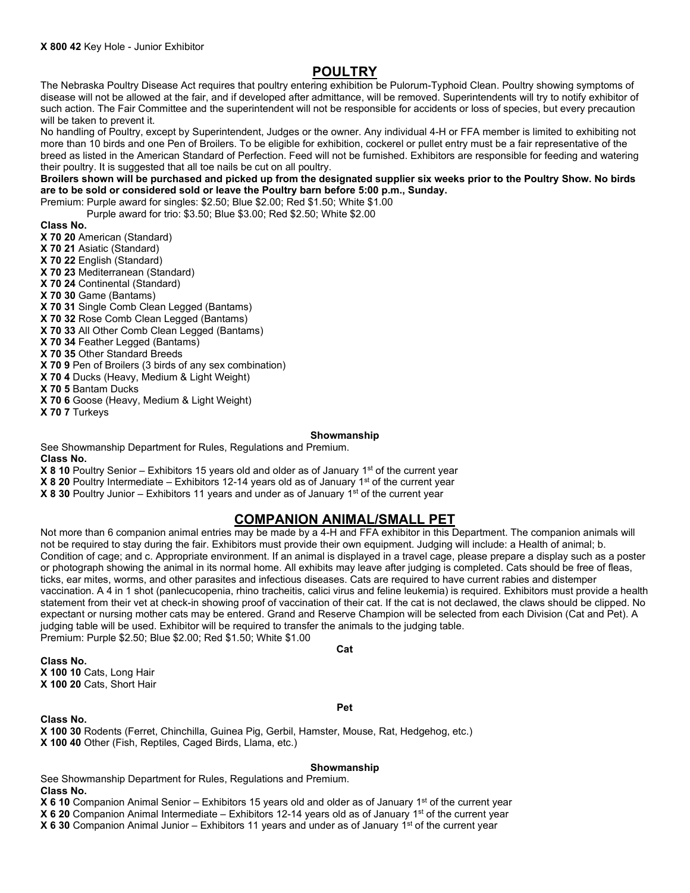**X 800 42** Key Hole - Junior Exhibitor

## POULTRY

The Nebraska Poultry Disease Act requires that poultry entering exhibition be Pulorum-Typhoid Clean. Poultry showing symptoms of disease will not be allowed at the fair, and if developed after admittance, will be removed. Superintendents will try to notify exhibitor of such action. The Fair Committee and the superintendent will not be responsible for accidents or loss of species, but every precaution will be taken to prevent it.

No handling of Poultry, except by Superintendent, Judges or the owner. Any individual 4-H or FFA member is limited to exhibiting not more than 10 birds and one Pen of Broilers. To be eligible for exhibition, cockerel or pullet entry must be a fair representative of the breed as listed in the American Standard of Perfection. Feed will not be furnished. Exhibitors are responsible for feeding and watering their poultry. It is suggested that all toe nails be cut on all poultry.

**Broilers shown will be purchased and picked up from the designated supplier six weeks prior to the Poultry Show. No birds are to be sold or considered sold or leave the Poultry barn before 5:00 p.m., Sunday.**

Premium: Purple award for singles: $2.50; Blue $2.00; Red $1.50; White $1.00
Purple award for trio: $3.50; Blue $3.00; Red $2.50; White $2.00

**Class No.**
**X 70 20** American (Standard)
**X 70 21** Asiatic (Standard)
**X 70 22** English (Standard)
**X 70 23** Mediterranean (Standard)
**X 70 24** Continental (Standard)
**X 70 30** Game (Bantams)
**X 70 31** Single Comb Clean Legged (Bantams)
**X 70 32** Rose Comb Clean Legged (Bantams)
**X 70 33** All Other Comb Clean Legged (Bantams)
**X 70 34** Feather Legged (Bantams)
**X 70 35** Other Standard Breeds
**X 70 9** Pen of Broilers (3 birds of any sex combination)
**X 70 4** Ducks (Heavy, Medium & Light Weight)
**X 70 5** Bantam Ducks
**X 70 6** Goose (Heavy, Medium & Light Weight)
**X 70 7** Turkeys

### Showmanship

See Showmanship Department for Rules, Regulations and Premium.
**Class No.**
**X 8 10** Poultry Senior – Exhibitors 15 years old and older as of January 1st of the current year
**X 8 20** Poultry Intermediate – Exhibitors 12-14 years old as of January 1st of the current year
**X 8 30** Poultry Junior – Exhibitors 11 years and under as of January 1st of the current year

## COMPANION ANIMAL/SMALL PET

Not more than 6 companion animal entries may be made by a 4-H and FFA exhibitor in this Department. The companion animals will not be required to stay during the fair. Exhibitors must provide their own equipment. Judging will include: a Health of animal; b. Condition of cage; and c. Appropriate environment. If an animal is displayed in a travel cage, please prepare a display such as a poster or photograph showing the animal in its normal home. All exhibits may leave after judging is completed. Cats should be free of fleas, ticks, ear mites, worms, and other parasites and infectious diseases. Cats are required to have current rabies and distemper vaccination. A 4 in 1 shot (panlecucopenia, rhino tracheitis, calici virus and feline leukemia) is required. Exhibitors must provide a health statement from their vet at check-in showing proof of vaccination of their cat. If the cat is not declawed, the claws should be clipped. No expectant or nursing mother cats may be entered. Grand and Reserve Champion will be selected from each Division (Cat and Pet). A judging table will be used. Exhibitor will be required to transfer the animals to the judging table.
Premium: Purple $2.50; Blue $2.00; Red $1.50; White $1.00

### Cat

**Class No.**
**X 100 10** Cats, Long Hair
**X 100 20** Cats, Short Hair

### Pet

**Class No.**
**X 100 30** Rodents (Ferret, Chinchilla, Guinea Pig, Gerbil, Hamster, Mouse, Rat, Hedgehog, etc.)
**X 100 40** Other (Fish, Reptiles, Caged Birds, Llama, etc.)

### Showmanship

See Showmanship Department for Rules, Regulations and Premium.
**Class No.**
**X 6 10** Companion Animal Senior – Exhibitors 15 years old and older as of January 1st of the current year
**X 6 20** Companion Animal Intermediate – Exhibitors 12-14 years old as of January 1st of the current year
**X 6 30** Companion Animal Junior – Exhibitors 11 years and under as of January 1st of the current year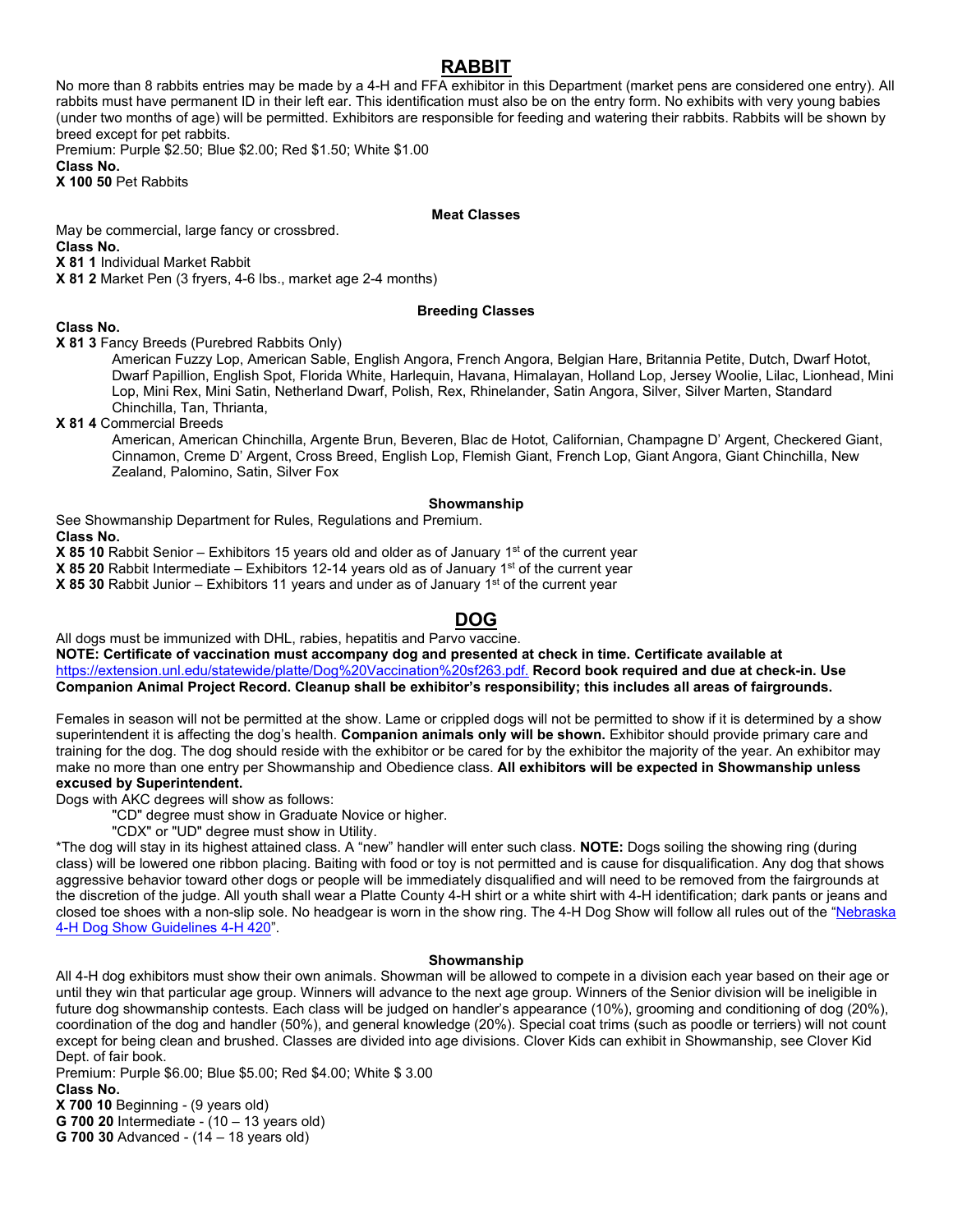# RABBIT

No more than 8 rabbits entries may be made by a 4-H and FFA exhibitor in this Department (market pens are considered one entry). All rabbits must have permanent ID in their left ear. This identification must also be on the entry form. No exhibits with very young babies (under two months of age) will be permitted. Exhibitors are responsible for feeding and watering their rabbits. Rabbits will be shown by breed except for pet rabbits.

Premium: Purple $2.50; Blue $2.00; Red $1.50; White $1.00

**Class No.**

**X 100 50** Pet Rabbits

### Meat Classes

May be commercial, large fancy or crossbred.

**Class No.**

**X 81 1** Individual Market Rabbit

**X 81 2** Market Pen (3 fryers, 4-6 lbs., market age 2-4 months)

### Breeding Classes

**Class No.**

**X 81 3** Fancy Breeds (Purebred Rabbits Only)

American Fuzzy Lop, American Sable, English Angora, French Angora, Belgian Hare, Britannia Petite, Dutch, Dwarf Hotot, Dwarf Papillion, English Spot, Florida White, Harlequin, Havana, Himalayan, Holland Lop, Jersey Woolie, Lilac, Lionhead, Mini Lop, Mini Rex, Mini Satin, Netherland Dwarf, Polish, Rex, Rhinelander, Satin Angora, Silver, Silver Marten, Standard Chinchilla, Tan, Thrianta,

**X 81 4** Commercial Breeds

American, American Chinchilla, Argente Brun, Beveren, Blac de Hotot, Californian, Champagne D' Argent, Checkered Giant, Cinnamon, Creme D' Argent, Cross Breed, English Lop, Flemish Giant, French Lop, Giant Angora, Giant Chinchilla, New Zealand, Palomino, Satin, Silver Fox

### Showmanship

See Showmanship Department for Rules, Regulations and Premium.

**Class No.**

**X 85 10** Rabbit Senior – Exhibitors 15 years old and older as of January 1st of the current year

**X 85 20** Rabbit Intermediate – Exhibitors 12-14 years old as of January 1st of the current year

**X 85 30** Rabbit Junior – Exhibitors 11 years and under as of January 1st of the current year

# DOG

All dogs must be immunized with DHL, rabies, hepatitis and Parvo vaccine.

**NOTE: Certificate of vaccination must accompany dog and presented at check in time. Certificate available at** https://extension.unl.edu/statewide/platte/Dog%20Vaccination%20sf263.pdf. **Record book required and due at check-in. Use Companion Animal Project Record. Cleanup shall be exhibitor's responsibility; this includes all areas of fairgrounds.**

Females in season will not be permitted at the show. Lame or crippled dogs will not be permitted to show if it is determined by a show superintendent it is affecting the dog's health. **Companion animals only will be shown.** Exhibitor should provide primary care and training for the dog. The dog should reside with the exhibitor or be cared for by the exhibitor the majority of the year. An exhibitor may make no more than one entry per Showmanship and Obedience class. **All exhibitors will be expected in Showmanship unless excused by Superintendent.**

Dogs with AKC degrees will show as follows:

"CD" degree must show in Graduate Novice or higher.

"CDX" or "UD" degree must show in Utility.

*The dog will stay in its highest attained class. A "new" handler will enter such class. **NOTE:** Dogs soiling the showing ring (during class) will be lowered one ribbon placing. Baiting with food or toy is not permitted and is cause for disqualification. Any dog that shows aggressive behavior toward other dogs or people will be immediately disqualified and will need to be removed from the fairgrounds at the discretion of the judge. All youth shall wear a Platte County 4-H shirt or a white shirt with 4-H identification; dark pants or jeans and closed toe shoes with a non-slip sole. No headgear is worn in the show ring. The 4-H Dog Show will follow all rules out of the "Nebraska 4-H Dog Show Guidelines 4-H 420".

### Showmanship

All 4-H dog exhibitors must show their own animals. Showman will be allowed to compete in a division each year based on their age or until they win that particular age group. Winners will advance to the next age group. Winners of the Senior division will be ineligible in future dog showmanship contests. Each class will be judged on handler's appearance (10%), grooming and conditioning of dog (20%), coordination of the dog and handler (50%), and general knowledge (20%). Special coat trims (such as poodle or terriers) will not count except for being clean and brushed. Classes are divided into age divisions. Clover Kids can exhibit in Showmanship, see Clover Kid Dept. of fair book.

Premium: Purple $6.00; Blue $5.00; Red $4.00; White $ 3.00

**Class No.**

**X 700 10** Beginning - (9 years old)

**G 700 20** Intermediate - (10 – 13 years old)

**G 700 30** Advanced - (14 – 18 years old)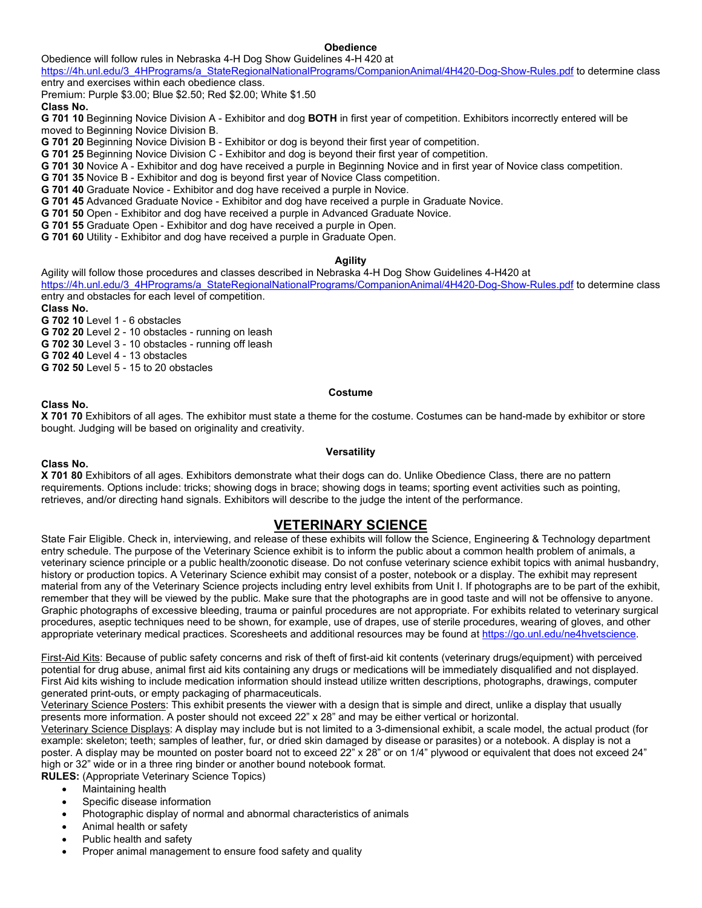### Obedience

Obedience will follow rules in Nebraska 4-H Dog Show Guidelines 4-H 420 at https://4h.unl.edu/3_4HPrograms/a_StateRegionalNationalPrograms/CompanionAnimal/4H420-Dog-Show-Rules.pdf to determine class entry and exercises within each obedience class.

Premium: Purple $3.00; Blue $2.50; Red $2.00; White $1.50

**Class No.**

**G 701 10** Beginning Novice Division A - Exhibitor and dog **BOTH** in first year of competition. Exhibitors incorrectly entered will be moved to Beginning Novice Division B.

**G 701 20** Beginning Novice Division B - Exhibitor or dog is beyond their first year of competition.

**G 701 25** Beginning Novice Division C - Exhibitor and dog is beyond their first year of competition.

**G 701 30** Novice A - Exhibitor and dog have received a purple in Beginning Novice and in first year of Novice class competition.

**G 701 35** Novice B - Exhibitor and dog is beyond first year of Novice Class competition.

**G 701 40** Graduate Novice - Exhibitor and dog have received a purple in Novice.

**G 701 45** Advanced Graduate Novice - Exhibitor and dog have received a purple in Graduate Novice.

**G 701 50** Open - Exhibitor and dog have received a purple in Advanced Graduate Novice.

**G 701 55** Graduate Open - Exhibitor and dog have received a purple in Open.

**G 701 60** Utility - Exhibitor and dog have received a purple in Graduate Open.

### Agility

Agility will follow those procedures and classes described in Nebraska 4-H Dog Show Guidelines 4-H420 at https://4h.unl.edu/3_4HPrograms/a_StateRegionalNationalPrograms/CompanionAnimal/4H420-Dog-Show-Rules.pdf to determine class entry and obstacles for each level of competition.

**Class No.**

**G 702 10** Level 1 - 6 obstacles

**G 702 20** Level 2 - 10 obstacles - running on leash

**G 702 30** Level 3 - 10 obstacles - running off leash

**G 702 40** Level 4 - 13 obstacles

**G 702 50** Level 5 - 15 to 20 obstacles

### Costume

**Class No.**

**X 701 70** Exhibitors of all ages. The exhibitor must state a theme for the costume. Costumes can be hand-made by exhibitor or store bought. Judging will be based on originality and creativity.

### Versatility

**Class No.**

**X 701 80** Exhibitors of all ages. Exhibitors demonstrate what their dogs can do. Unlike Obedience Class, there are no pattern requirements. Options include: tricks; showing dogs in brace; showing dogs in teams; sporting event activities such as pointing, retrieves, and/or directing hand signals. Exhibitors will describe to the judge the intent of the performance.

## VETERINARY SCIENCE

State Fair Eligible. Check in, interviewing, and release of these exhibits will follow the Science, Engineering & Technology department entry schedule. The purpose of the Veterinary Science exhibit is to inform the public about a common health problem of animals, a veterinary science principle or a public health/zoonotic disease. Do not confuse veterinary science exhibit topics with animal husbandry, history or production topics. A Veterinary Science exhibit may consist of a poster, notebook or a display. The exhibit may represent material from any of the Veterinary Science projects including entry level exhibits from Unit I. If photographs are to be part of the exhibit, remember that they will be viewed by the public. Make sure that the photographs are in good taste and will not be offensive to anyone. Graphic photographs of excessive bleeding, trauma or painful procedures are not appropriate. For exhibits related to veterinary surgical procedures, aseptic techniques need to be shown, for example, use of drapes, use of sterile procedures, wearing of gloves, and other appropriate veterinary medical practices. Scoresheets and additional resources may be found at https://go.unl.edu/ne4hvetscience.

First-Aid Kits: Because of public safety concerns and risk of theft of first-aid kit contents (veterinary drugs/equipment) with perceived potential for drug abuse, animal first aid kits containing any drugs or medications will be immediately disqualified and not displayed. First Aid kits wishing to include medication information should instead utilize written descriptions, photographs, drawings, computer generated print-outs, or empty packaging of pharmaceuticals.

Veterinary Science Posters: This exhibit presents the viewer with a design that is simple and direct, unlike a display that usually presents more information. A poster should not exceed 22" x 28" and may be either vertical or horizontal.

Veterinary Science Displays: A display may include but is not limited to a 3-dimensional exhibit, a scale model, the actual product (for example: skeleton; teeth; samples of leather, fur, or dried skin damaged by disease or parasites) or a notebook. A display is not a poster. A display may be mounted on poster board not to exceed 22" x 28" or on 1/4" plywood or equivalent that does not exceed 24" high or 32" wide or in a three ring binder or another bound notebook format.

**RULES:** (Appropriate Veterinary Science Topics)

- Maintaining health
- Specific disease information
- Photographic display of normal and abnormal characteristics of animals
- Animal health or safety
- Public health and safety
- Proper animal management to ensure food safety and quality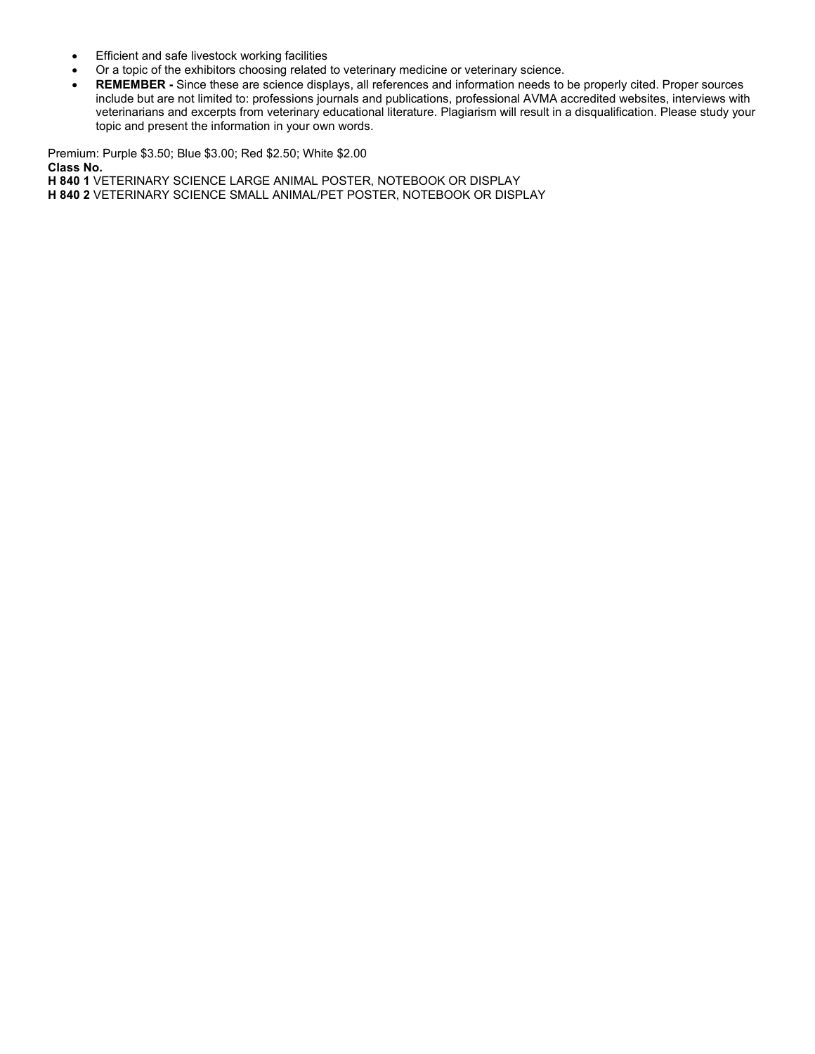- Efficient and safe livestock working facilities
- Or a topic of the exhibitors choosing related to veterinary medicine or veterinary science.
- **REMEMBER -** Since these are science displays, all references and information needs to be properly cited. Proper sources include but are not limited to: professions journals and publications, professional AVMA accredited websites, interviews with veterinarians and excerpts from veterinary educational literature. Plagiarism will result in a disqualification. Please study your topic and present the information in your own words.

Premium: Purple $3.50; Blue $3.00; Red $2.50; White $2.00

**Class No.**

**H 840 1** VETERINARY SCIENCE LARGE ANIMAL POSTER, NOTEBOOK OR DISPLAY

**H 840 2** VETERINARY SCIENCE SMALL ANIMAL/PET POSTER, NOTEBOOK OR DISPLAY